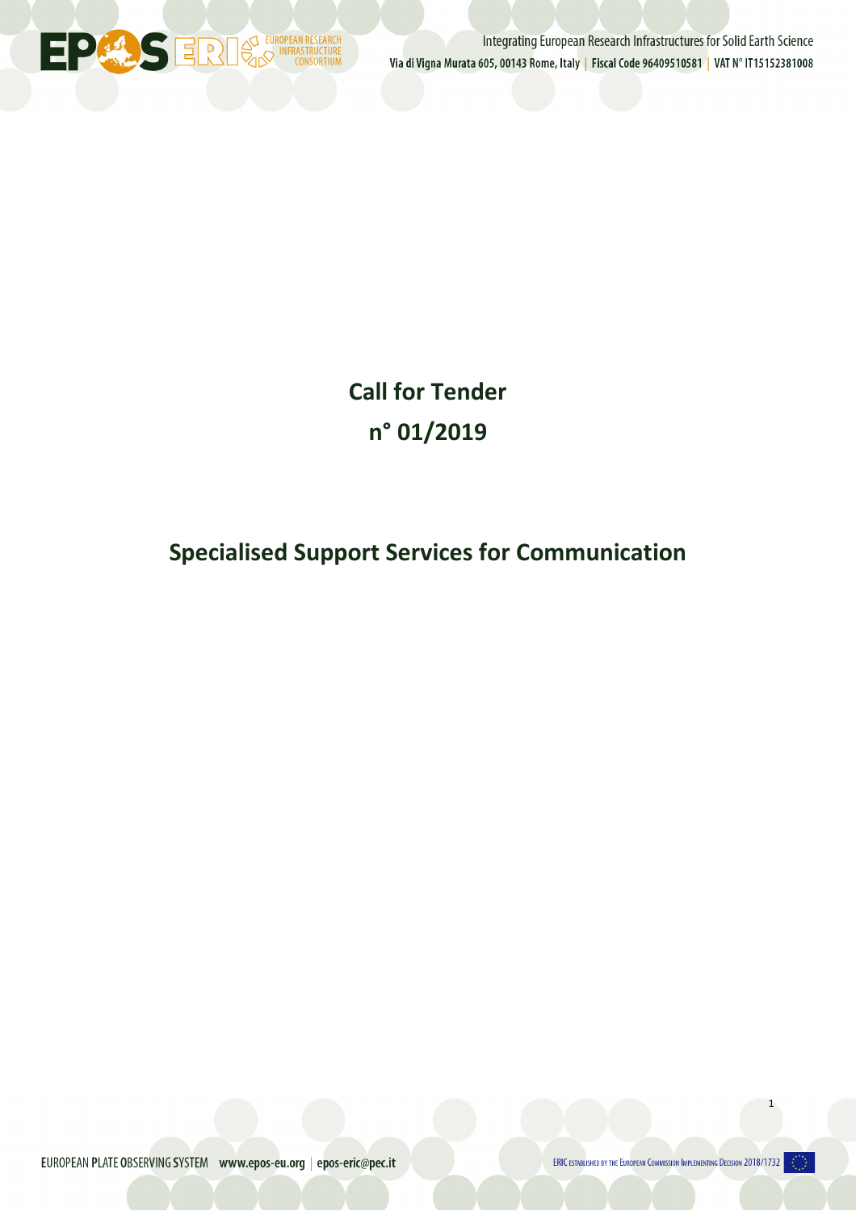# Call for Tender
# n° 01/2019

## Specialised Support Services for Communication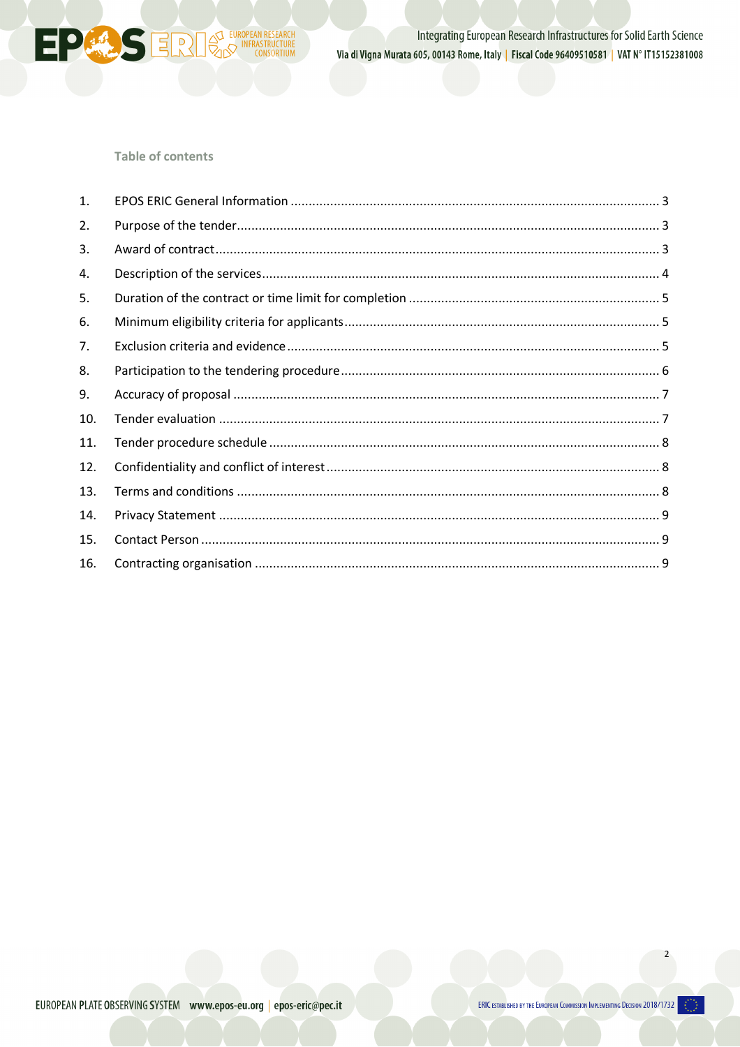Table of contents

1. EPOS ERIC General Information ........................................ 3
2. Purpose of the tender ........................................ 3
3. Award of contract ........................................ 3
4. Description of the services ........................................ 4
5. Duration of the contract or time limit for completion ........................................ 5
6. Minimum eligibility criteria for applicants ........................................ 5
7. Exclusion criteria and evidence ........................................ 5
8. Participation to the tendering procedure ........................................ 6
9. Accuracy of proposal ........................................ 7
10. Tender evaluation ........................................ 7
11. Tender procedure schedule ........................................ 8
12. Confidentiality and conflict of interest ........................................ 8
13. Terms and conditions ........................................ 8
14. Privacy Statement ........................................ 9
15. Contact Person ........................................ 9
16. Contracting organisation ........................................ 9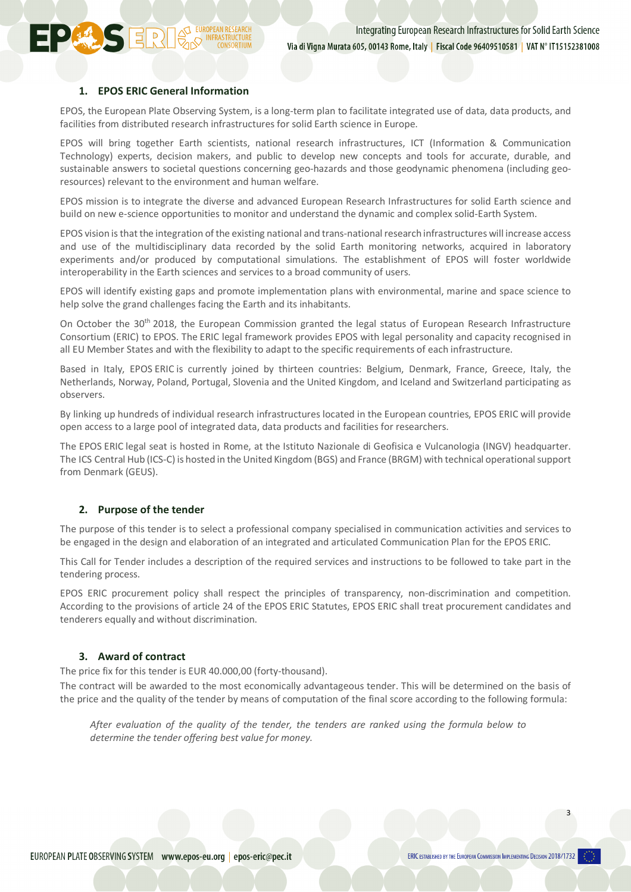## 1. EPOS ERIC General Information

EPOS, the European Plate Observing System, is a long-term plan to facilitate integrated use of data, data products, and facilities from distributed research infrastructures for solid Earth science in Europe.

EPOS will bring together Earth scientists, national research infrastructures, ICT (Information & Communication Technology) experts, decision makers, and public to develop new concepts and tools for accurate, durable, and sustainable answers to societal questions concerning geo-hazards and those geodynamic phenomena (including geo-resources) relevant to the environment and human welfare.

EPOS mission is to integrate the diverse and advanced European Research Infrastructures for solid Earth science and build on new e-science opportunities to monitor and understand the dynamic and complex solid-Earth System.

EPOS vision is that the integration of the existing national and trans-national research infrastructures will increase access and use of the multidisciplinary data recorded by the solid Earth monitoring networks, acquired in laboratory experiments and/or produced by computational simulations. The establishment of EPOS will foster worldwide interoperability in the Earth sciences and services to a broad community of users.

EPOS will identify existing gaps and promote implementation plans with environmental, marine and space science to help solve the grand challenges facing the Earth and its inhabitants.

On October the 30th 2018, the European Commission granted the legal status of European Research Infrastructure Consortium (ERIC) to EPOS. The ERIC legal framework provides EPOS with legal personality and capacity recognised in all EU Member States and with the flexibility to adapt to the specific requirements of each infrastructure.

Based in Italy, EPOS ERIC is currently joined by thirteen countries: Belgium, Denmark, France, Greece, Italy, the Netherlands, Norway, Poland, Portugal, Slovenia and the United Kingdom, and Iceland and Switzerland participating as observers.

By linking up hundreds of individual research infrastructures located in the European countries, EPOS ERIC will provide open access to a large pool of integrated data, data products and facilities for researchers.

The EPOS ERIC legal seat is hosted in Rome, at the Istituto Nazionale di Geofisica e Vulcanologia (INGV) headquarter. The ICS Central Hub (ICS-C) is hosted in the United Kingdom (BGS) and France (BRGM) with technical operational support from Denmark (GEUS).

## 2. Purpose of the tender

The purpose of this tender is to select a professional company specialised in communication activities and services to be engaged in the design and elaboration of an integrated and articulated Communication Plan for the EPOS ERIC.

This Call for Tender includes a description of the required services and instructions to be followed to take part in the tendering process.

EPOS ERIC procurement policy shall respect the principles of transparency, non-discrimination and competition. According to the provisions of article 24 of the EPOS ERIC Statutes, EPOS ERIC shall treat procurement candidates and tenderers equally and without discrimination.

## 3. Award of contract

The price fix for this tender is EUR 40.000,00 (forty-thousand).

The contract will be awarded to the most economically advantageous tender. This will be determined on the basis of the price and the quality of the tender by means of computation of the final score according to the following formula:

> *After evaluation of the quality of the tender, the tenders are ranked using the formula below to determine the tender offering best value for money.*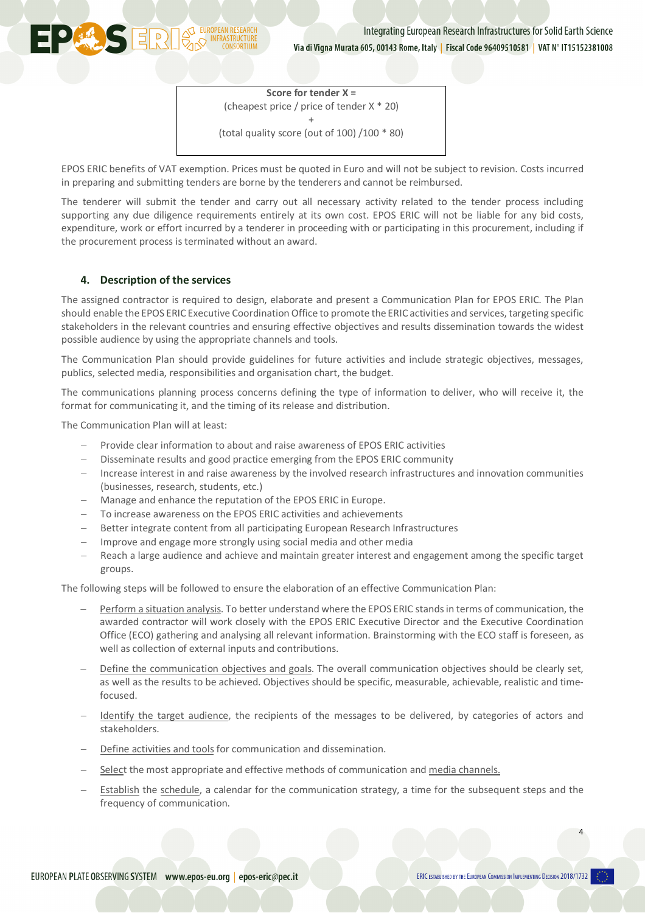| Score for tender X = |
|---|
| (cheapest price / price of tender X * 20) |
| + |
| (total quality score (out of 100) /100 * 80) |

EPOS ERIC benefits of VAT exemption. Prices must be quoted in Euro and will not be subject to revision. Costs incurred in preparing and submitting tenders are borne by the tenderers and cannot be reimbursed.

The tenderer will submit the tender and carry out all necessary activity related to the tender process including supporting any due diligence requirements entirely at its own cost. EPOS ERIC will not be liable for any bid costs, expenditure, work or effort incurred by a tenderer in proceeding with or participating in this procurement, including if the procurement process is terminated without an award.

## 4. Description of the services

The assigned contractor is required to design, elaborate and present a Communication Plan for EPOS ERIC. The Plan should enable the EPOS ERIC Executive Coordination Office to promote the ERIC activities and services, targeting specific stakeholders in the relevant countries and ensuring effective objectives and results dissemination towards the widest possible audience by using the appropriate channels and tools.

The Communication Plan should provide guidelines for future activities and include strategic objectives, messages, publics, selected media, responsibilities and organisation chart, the budget.

The communications planning process concerns defining the type of information to deliver, who will receive it, the format for communicating it, and the timing of its release and distribution.

The Communication Plan will at least:

- Provide clear information to about and raise awareness of EPOS ERIC activities
- Disseminate results and good practice emerging from the EPOS ERIC community
- Increase interest in and raise awareness by the involved research infrastructures and innovation communities (businesses, research, students, etc.)
- Manage and enhance the reputation of the EPOS ERIC in Europe.
- To increase awareness on the EPOS ERIC activities and achievements
- Better integrate content from all participating European Research Infrastructures
- Improve and engage more strongly using social media and other media
- Reach a large audience and achieve and maintain greater interest and engagement among the specific target groups.

The following steps will be followed to ensure the elaboration of an effective Communication Plan:

- Perform a situation analysis. To better understand where the EPOS ERIC stands in terms of communication, the awarded contractor will work closely with the EPOS ERIC Executive Director and the Executive Coordination Office (ECO) gathering and analysing all relevant information. Brainstorming with the ECO staff is foreseen, as well as collection of external inputs and contributions.
- Define the communication objectives and goals. The overall communication objectives should be clearly set, as well as the results to be achieved. Objectives should be specific, measurable, achievable, realistic and time-focused.
- Identify the target audience, the recipients of the messages to be delivered, by categories of actors and stakeholders.
- Define activities and tools for communication and dissemination.
- Select the most appropriate and effective methods of communication and media channels.
- Establish the schedule, a calendar for the communication strategy, a time for the subsequent steps and the frequency of communication.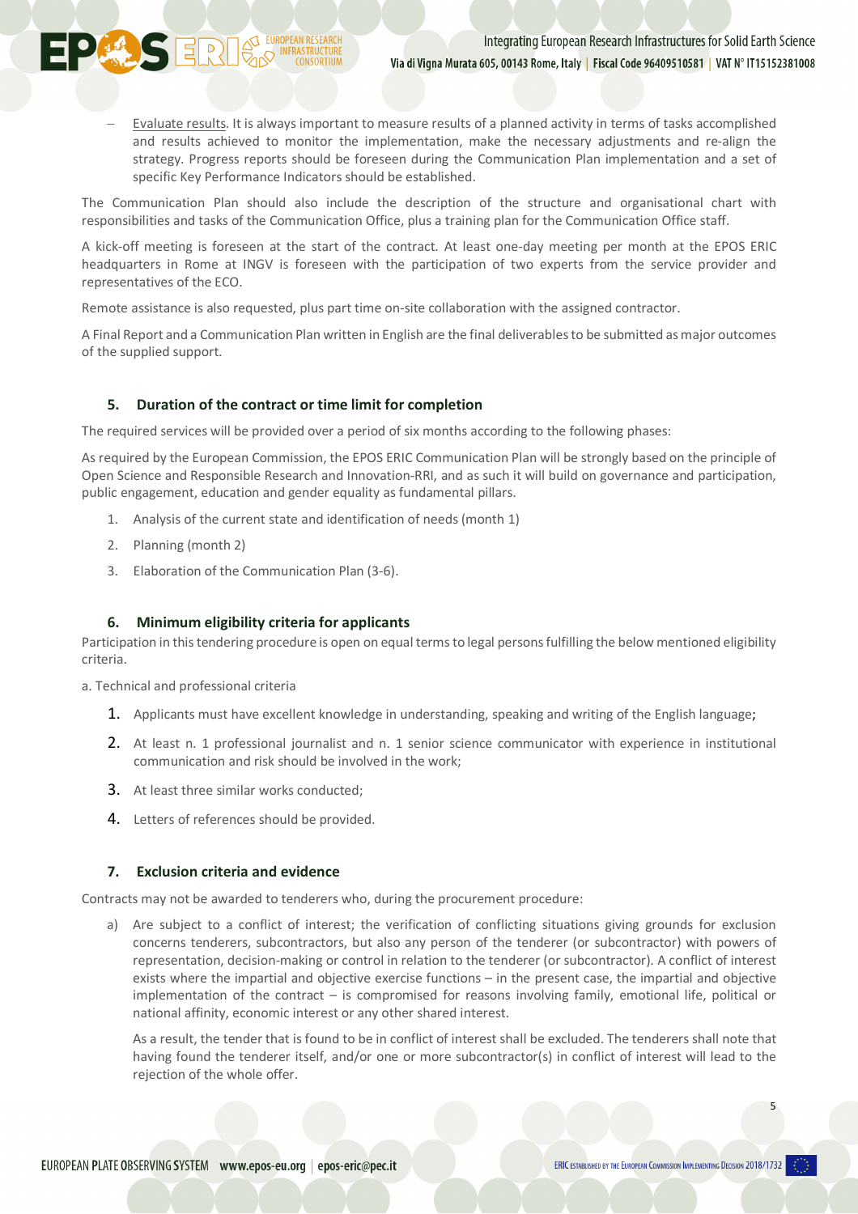- Evaluate results. It is always important to measure results of a planned activity in terms of tasks accomplished and results achieved to monitor the implementation, make the necessary adjustments and re-align the strategy. Progress reports should be foreseen during the Communication Plan implementation and a set of specific Key Performance Indicators should be established.

The Communication Plan should also include the description of the structure and organisational chart with responsibilities and tasks of the Communication Office, plus a training plan for the Communication Office staff.

A kick-off meeting is foreseen at the start of the contract. At least one-day meeting per month at the EPOS ERIC headquarters in Rome at INGV is foreseen with the participation of two experts from the service provider and representatives of the ECO.

Remote assistance is also requested, plus part time on-site collaboration with the assigned contractor.

A Final Report and a Communication Plan written in English are the final deliverables to be submitted as major outcomes of the supplied support.

## 5. Duration of the contract or time limit for completion

The required services will be provided over a period of six months according to the following phases:

As required by the European Commission, the EPOS ERIC Communication Plan will be strongly based on the principle of Open Science and Responsible Research and Innovation-RRI, and as such it will build on governance and participation, public engagement, education and gender equality as fundamental pillars.

1. Analysis of the current state and identification of needs (month 1)
2. Planning (month 2)
3. Elaboration of the Communication Plan (3-6).

## 6. Minimum eligibility criteria for applicants

Participation in this tendering procedure is open on equal terms to legal persons fulfilling the below mentioned eligibility criteria.

a. Technical and professional criteria

1. Applicants must have excellent knowledge in understanding, speaking and writing of the English language;
2. At least n. 1 professional journalist and n. 1 senior science communicator with experience in institutional communication and risk should be involved in the work;
3. At least three similar works conducted;
4. Letters of references should be provided.

## 7. Exclusion criteria and evidence

Contracts may not be awarded to tenderers who, during the procurement procedure:

a) Are subject to a conflict of interest; the verification of conflicting situations giving grounds for exclusion concerns tenderers, subcontractors, but also any person of the tenderer (or subcontractor) with powers of representation, decision-making or control in relation to the tenderer (or subcontractor). A conflict of interest exists where the impartial and objective exercise functions – in the present case, the impartial and objective implementation of the contract – is compromised for reasons involving family, emotional life, political or national affinity, economic interest or any other shared interest.

   As a result, the tender that is found to be in conflict of interest shall be excluded. The tenderers shall note that having found the tenderer itself, and/or one or more subcontractor(s) in conflict of interest will lead to the rejection of the whole offer.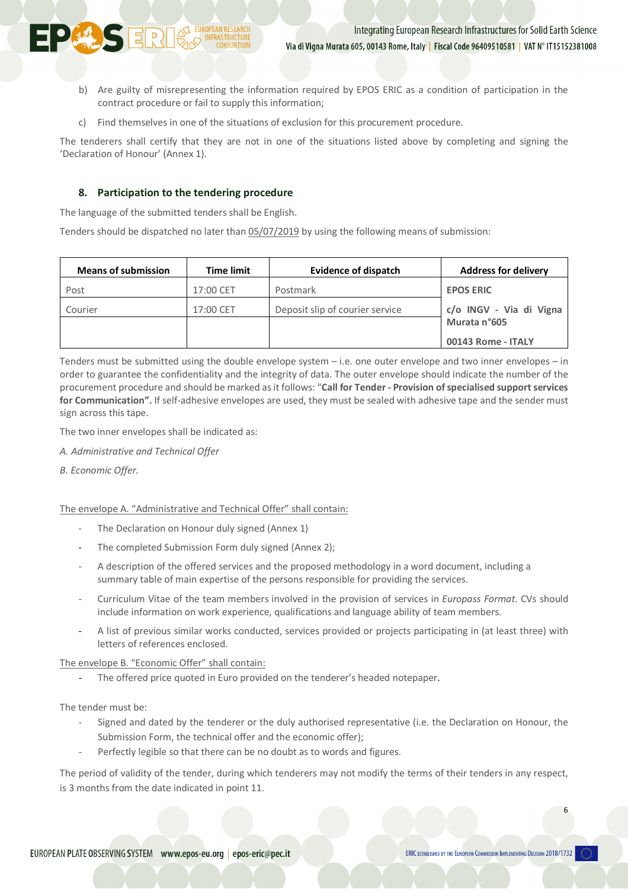b) Are guilty of misrepresenting the information required by EPOS ERIC as a condition of participation in the contract procedure or fail to supply this information;

c) Find themselves in one of the situations of exclusion for this procurement procedure.

The tenderers shall certify that they are not in one of the situations listed above by completing and signing the 'Declaration of Honour' (Annex 1).

## 8. Participation to the tendering procedure

The language of the submitted tenders shall be English.

Tenders should be dispatched no later than 05/07/2019 by using the following means of submission:

| Means of submission | Time limit | Evidence of dispatch | Address for delivery |
|---|---|---|---|
| Post | 17:00 CET | Postmark | **EPOS ERIC** |
| Courier | 17:00 CET | Deposit slip of courier service | **c/o INGV - Via di Vigna Murata n°605** |
| | | | **00143 Rome - ITALY** |

Tenders must be submitted using the double envelope system – i.e. one outer envelope and two inner envelopes – in order to guarantee the confidentiality and the integrity of data. The outer envelope should indicate the number of the procurement procedure and should be marked as it follows: "**Call for Tender - Provision of specialised support services for Communication".** If self-adhesive envelopes are used, they must be sealed with adhesive tape and the sender must sign across this tape.

The two inner envelopes shall be indicated as:

*A. Administrative and Technical Offer*

*B. Economic Offer.*

The envelope A. "Administrative and Technical Offer" shall contain:

- The Declaration on Honour duly signed (Annex 1)
- The completed Submission Form duly signed (Annex 2);
- A description of the offered services and the proposed methodology in a word document, including a summary table of main expertise of the persons responsible for providing the services.
- Curriculum Vitae of the team members involved in the provision of services in *Europass Format*. CVs should include information on work experience, qualifications and language ability of team members.
- A list of previous similar works conducted, services provided or projects participating in (at least three) with letters of references enclosed.

The envelope B. "Economic Offer" shall contain:

- The offered price quoted in Euro provided on the tenderer's headed notepaper.

The tender must be:

- Signed and dated by the tenderer or the duly authorised representative (i.e. the Declaration on Honour, the Submission Form, the technical offer and the economic offer);
- Perfectly legible so that there can be no doubt as to words and figures.

The period of validity of the tender, during which tenderers may not modify the terms of their tenders in any respect, is 3 months from the date indicated in point 11.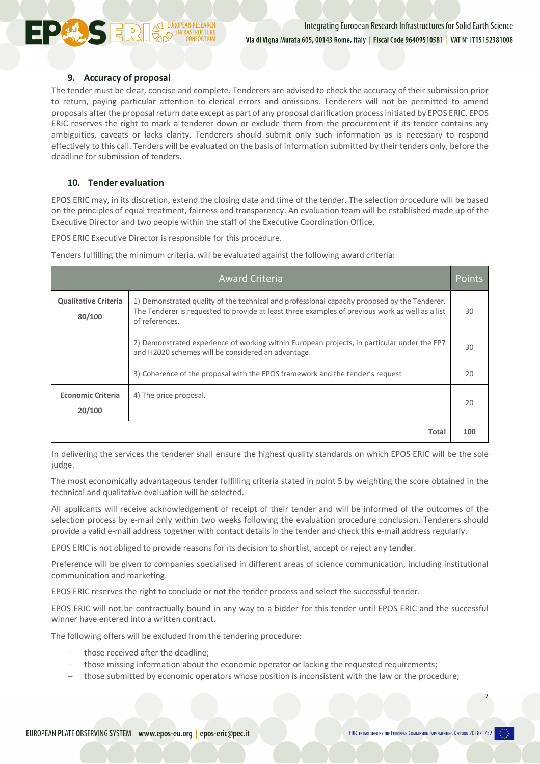## 9. Accuracy of proposal

The tender must be clear, concise and complete. Tenderers are advised to check the accuracy of their submission prior to return, paying particular attention to clerical errors and omissions. Tenderers will not be permitted to amend proposals after the proposal return date except as part of any proposal clarification process initiated by EPOS ERIC. EPOS ERIC reserves the right to mark a tenderer down or exclude them from the procurement if its tender contains any ambiguities, caveats or lacks clarity. Tenderers should submit only such information as is necessary to respond effectively to this call. Tenders will be evaluated on the basis of information submitted by their tenders only, before the deadline for submission of tenders.

## 10. Tender evaluation

EPOS ERIC may, in its discretion, extend the closing date and time of the tender. The selection procedure will be based on the principles of equal treatment, fairness and transparency. An evaluation team will be established made up of the Executive Director and two people within the staff of the Executive Coordination Office.

EPOS ERIC Executive Director is responsible for this procedure.

Tenders fulfilling the minimum criteria, will be evaluated against the following award criteria:

| Award Criteria | | Points |
|---|---|---|
| **Qualitative Criteria 80/100** | 1) Demonstrated quality of the technical and professional capacity proposed by the Tenderer. The Tenderer is requested to provide at least three examples of previous work as well as a list of references. | 30 |
| | 2) Demonstrated experience of working within European projects, in particular under the FP7 and H2020 schemes will be considered an advantage. | 30 |
| | 3) Coherence of the proposal with the EPOS framework and the tender's request | 20 |
| **Economic Criteria 20/100** | 4) The price proposal. | 20 |
| | **Total** | **100** |

In delivering the services the tenderer shall ensure the highest quality standards on which EPOS ERIC will be the sole judge.

The most economically advantageous tender fulfilling criteria stated in point 5 by weighting the score obtained in the technical and qualitative evaluation will be selected.

All applicants will receive acknowledgement of receipt of their tender and will be informed of the outcomes of the selection process by e-mail only within two weeks following the evaluation procedure conclusion. Tenderers should provide a valid e-mail address together with contact details in the tender and check this e-mail address regularly.

EPOS ERIC is not obliged to provide reasons for its decision to shortlist, accept or reject any tender.

Preference will be given to companies specialised in different areas of science communication, including institutional communication and marketing.

EPOS ERIC reserves the right to conclude or not the tender process and select the successful tender.

EPOS ERIC will not be contractually bound in any way to a bidder for this tender until EPOS ERIC and the successful winner have entered into a written contract.

The following offers will be excluded from the tendering procedure:

- those received after the deadline;
- those missing information about the economic operator or lacking the requested requirements;
- those submitted by economic operators whose position is inconsistent with the law or the procedure;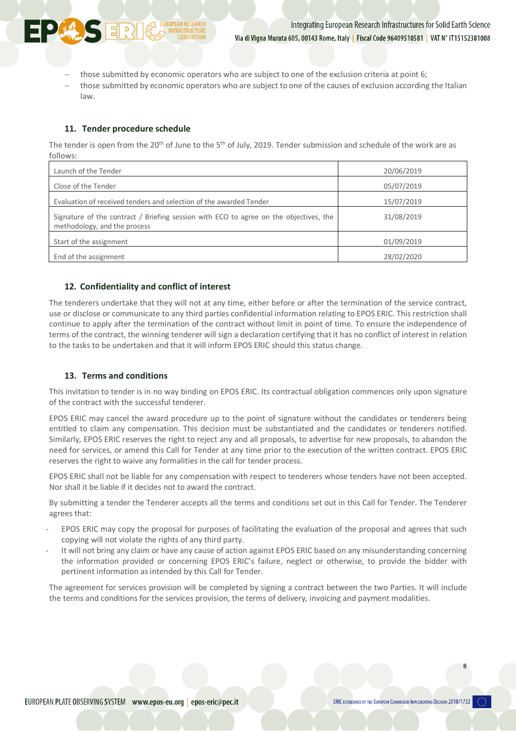- those submitted by economic operators who are subject to one of the exclusion criteria at point 6;
- those submitted by economic operators who are subject to one of the causes of exclusion according the Italian law.

## 11. Tender procedure schedule

The tender is open from the 20th of June to the 5th of July, 2019. Tender submission and schedule of the work are as follows:

| | |
|---|---|
| Launch of the Tender | 20/06/2019 |
| Close of the Tender | 05/07/2019 |
| Evaluation of received tenders and selection of the awarded Tender | 15/07/2019 |
| Signature of the contract / Briefing session with ECO to agree on the objectives, the methodology, and the process | 31/08/2019 |
| Start of the assignment | 01/09/2019 |
| End of the assignment | 28/02/2020 |

## 12. Confidentiality and conflict of interest

The tenderers undertake that they will not at any time, either before or after the termination of the service contract, use or disclose or communicate to any third parties confidential information relating to EPOS ERIC. This restriction shall continue to apply after the termination of the contract without limit in point of time. To ensure the independence of terms of the contract, the winning tenderer will sign a declaration certifying that it has no conflict of interest in relation to the tasks to be undertaken and that it will inform EPOS ERIC should this status change.

## 13. Terms and conditions

This invitation to tender is in no way binding on EPOS ERIC. Its contractual obligation commences only upon signature of the contract with the successful tenderer.

EPOS ERIC may cancel the award procedure up to the point of signature without the candidates or tenderers being entitled to claim any compensation. This decision must be substantiated and the candidates or tenderers notified. Similarly, EPOS ERIC reserves the right to reject any and all proposals, to advertise for new proposals, to abandon the need for services, or amend this Call for Tender at any time prior to the execution of the written contract. EPOS ERIC reserves the right to waive any formalities in the call for tender process.

EPOS ERIC shall not be liable for any compensation with respect to tenderers whose tenders have not been accepted. Nor shall it be liable if it decides not to award the contract.

By submitting a tender the Tenderer accepts all the terms and conditions set out in this Call for Tender. The Tenderer agrees that:

- EPOS ERIC may copy the proposal for purposes of facilitating the evaluation of the proposal and agrees that such copying will not violate the rights of any third party.
- It will not bring any claim or have any cause of action against EPOS ERIC based on any misunderstanding concerning the information provided or concerning EPOS ERIC's failure, neglect or otherwise, to provide the bidder with pertinent information as intended by this Call for Tender.

The agreement for services provision will be completed by signing a contract between the two Parties. It will include the terms and conditions for the services provision, the terms of delivery, invoicing and payment modalities.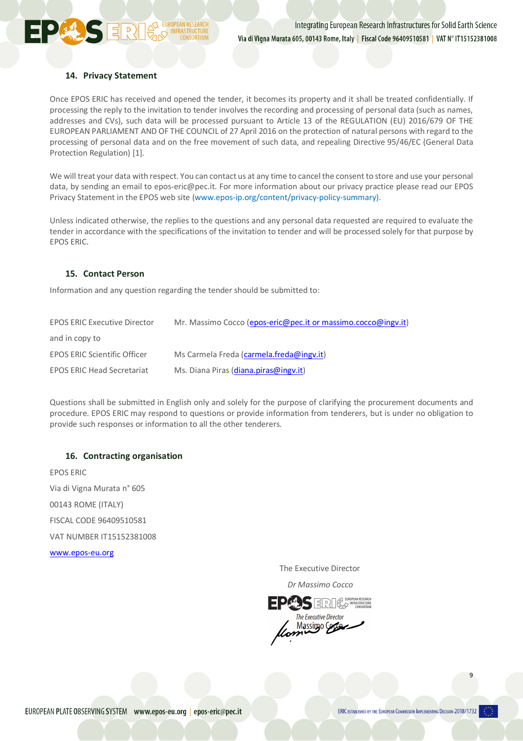## 14. Privacy Statement

Once EPOS ERIC has received and opened the tender, it becomes its property and it shall be treated confidentially. If processing the reply to the invitation to tender involves the recording and processing of personal data (such as names, addresses and CVs), such data will be processed pursuant to Article 13 of the REGULATION (EU) 2016/679 OF THE EUROPEAN PARLIAMENT AND OF THE COUNCIL of 27 April 2016 on the protection of natural persons with regard to the processing of personal data and on the free movement of such data, and repealing Directive 95/46/EC (General Data Protection Regulation) [1].

We will treat your data with respect. You can contact us at any time to cancel the consent to store and use your personal data, by sending an email to epos-eric@pec.it. For more information about our privacy practice please read our EPOS Privacy Statement in the EPOS web site (www.epos-ip.org/content/privacy-policy-summary).

Unless indicated otherwise, the replies to the questions and any personal data requested are required to evaluate the tender in accordance with the specifications of the invitation to tender and will be processed solely for that purpose by EPOS ERIC.

## 15. Contact Person

Information and any question regarding the tender should be submitted to:

| | |
|---|---|
| EPOS ERIC Executive Director | Mr. Massimo Cocco (epos-eric@pec.it or massimo.cocco@ingv.it) |
| and in copy to | |
| EPOS ERIC Scientific Officer | Ms Carmela Freda (carmela.freda@ingv.it) |
| EPOS ERIC Head Secretariat | Ms. Diana Piras (diana.piras@ingv.it) |

Questions shall be submitted in English only and solely for the purpose of clarifying the procurement documents and procedure. EPOS ERIC may respond to questions or provide information from tenderers, but is under no obligation to provide such responses or information to all the other tenderers.

## 16. Contracting organisation

EPOS ERIC

Via di Vigna Murata n° 605

00143 ROME (ITALY)

FISCAL CODE 96409510581

VAT NUMBER IT15152381008

www.epos-eu.org

The Executive Director

*Dr Massimo Cocco*

The Executive Director
Massimo Cocco